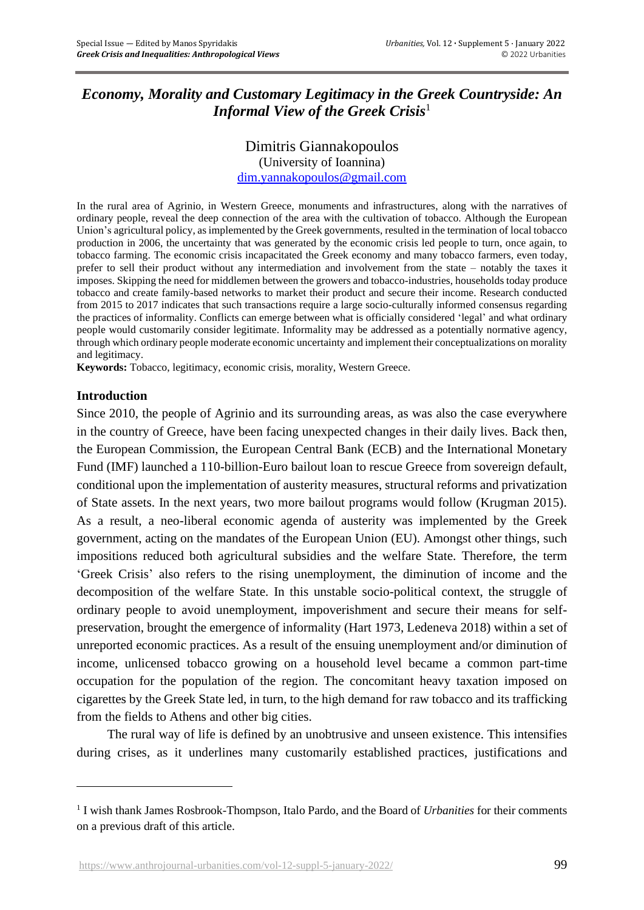# *Economy, Morality and Customary Legitimacy in the Greek Countryside: An Informal View of the Greek Crisis*[1]

Dimitris Giannakopoulos
(University of Ioannina)
dim.yannakopoulos@gmail.com

In the rural area of Agrinio, in Western Greece, monuments and infrastructures, along with the narratives of ordinary people, reveal the deep connection of the area with the cultivation of tobacco. Although the European Union's agricultural policy, as implemented by the Greek governments, resulted in the termination of local tobacco production in 2006, the uncertainty that was generated by the economic crisis led people to turn, once again, to tobacco farming. The economic crisis incapacitated the Greek economy and many tobacco farmers, even today, prefer to sell their product without any intermediation and involvement from the state – notably the taxes it imposes. Skipping the need for middlemen between the growers and tobacco-industries, households today produce tobacco and create family-based networks to market their product and secure their income. Research conducted from 2015 to 2017 indicates that such transactions require a large socio-culturally informed consensus regarding the practices of informality. Conflicts can emerge between what is officially considered 'legal' and what ordinary people would customarily consider legitimate. Informality may be addressed as a potentially normative agency, through which ordinary people moderate economic uncertainty and implement their conceptualizations on morality and legitimacy.

**Keywords:** Tobacco, legitimacy, economic crisis, morality, Western Greece.

## Introduction

Since 2010, the people of Agrinio and its surrounding areas, as was also the case everywhere in the country of Greece, have been facing unexpected changes in their daily lives. Back then, the European Commission, the European Central Bank (ECB) and the International Monetary Fund (IMF) launched a 110-billion-Euro bailout loan to rescue Greece from sovereign default, conditional upon the implementation of austerity measures, structural reforms and privatization of State assets. In the next years, two more bailout programs would follow (Krugman 2015). As a result, a neo-liberal economic agenda of austerity was implemented by the Greek government, acting on the mandates of the European Union (EU). Amongst other things, such impositions reduced both agricultural subsidies and the welfare State. Therefore, the term 'Greek Crisis' also refers to the rising unemployment, the diminution of income and the decomposition of the welfare State. In this unstable socio-political context, the struggle of ordinary people to avoid unemployment, impoverishment and secure their means for self-preservation, brought the emergence of informality (Hart 1973, Ledeneva 2018) within a set of unreported economic practices. As a result of the ensuing unemployment and/or diminution of income, unlicensed tobacco growing on a household level became a common part-time occupation for the population of the region. The concomitant heavy taxation imposed on cigarettes by the Greek State led, in turn, to the high demand for raw tobacco and its trafficking from the fields to Athens and other big cities.

The rural way of life is defined by an unobtrusive and unseen existence. This intensifies during crises, as it underlines many customarily established practices, justifications and

---

[1] I wish thank James Rosbrook-Thompson, Italo Pardo, and the Board of *Urbanities* for their comments on a previous draft of this article.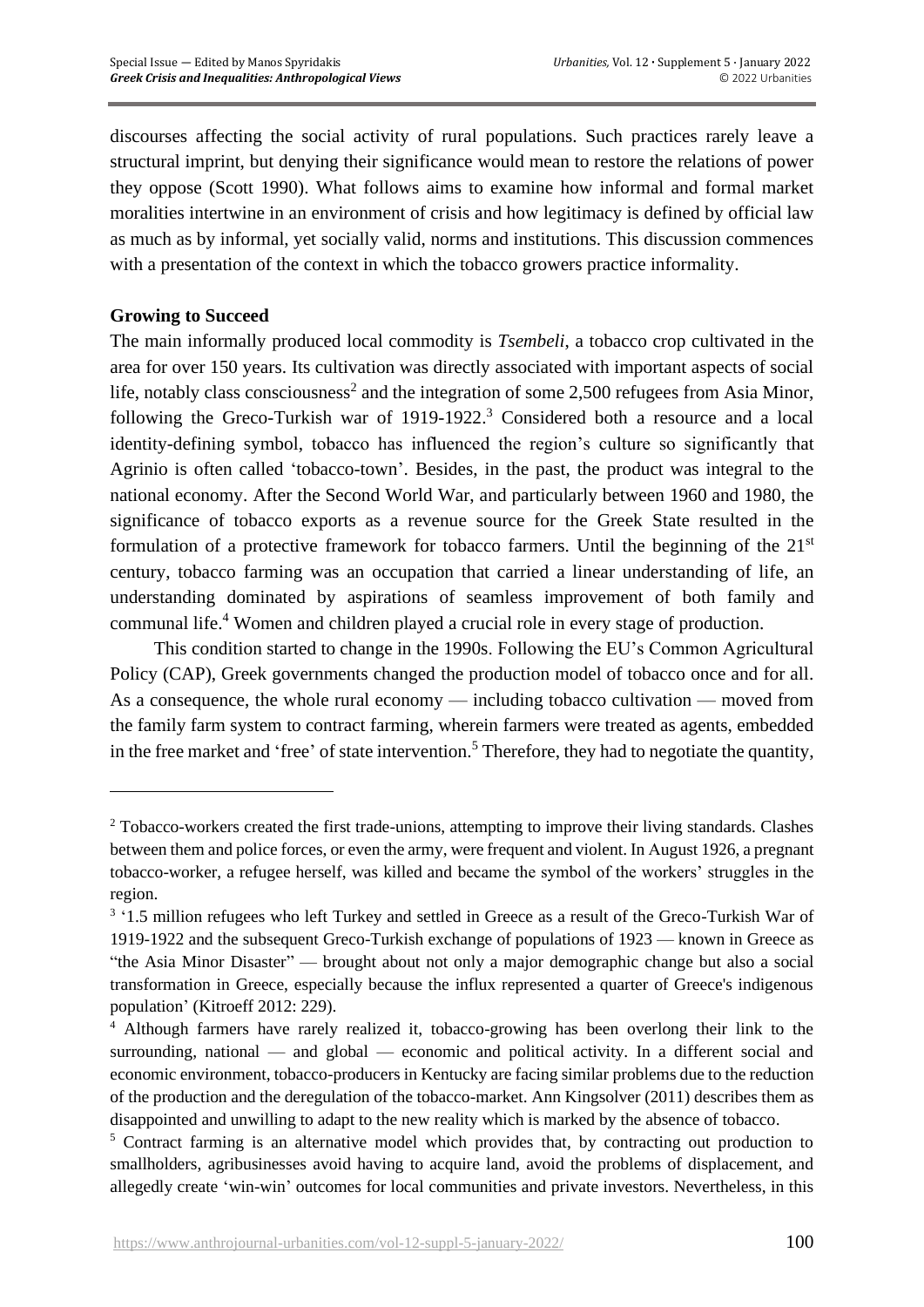discourses affecting the social activity of rural populations. Such practices rarely leave a structural imprint, but denying their significance would mean to restore the relations of power they oppose (Scott 1990). What follows aims to examine how informal and formal market moralities intertwine in an environment of crisis and how legitimacy is defined by official law as much as by informal, yet socially valid, norms and institutions. This discussion commences with a presentation of the context in which the tobacco growers practice informality.

**Growing to Succeed**

The main informally produced local commodity is *Tsembeli*, a tobacco crop cultivated in the area for over 150 years. Its cultivation was directly associated with important aspects of social life, notably class consciousness[2] and the integration of some 2,500 refugees from Asia Minor, following the Greco-Turkish war of 1919-1922.[3] Considered both a resource and a local identity-defining symbol, tobacco has influenced the region's culture so significantly that Agrinio is often called 'tobacco-town'. Besides, in the past, the product was integral to the national economy. After the Second World War, and particularly between 1960 and 1980, the significance of tobacco exports as a revenue source for the Greek State resulted in the formulation of a protective framework for tobacco farmers. Until the beginning of the 21st century, tobacco farming was an occupation that carried a linear understanding of life, an understanding dominated by aspirations of seamless improvement of both family and communal life.[4] Women and children played a crucial role in every stage of production.

This condition started to change in the 1990s. Following the EU's Common Agricultural Policy (CAP), Greek governments changed the production model of tobacco once and for all. As a consequence, the whole rural economy — including tobacco cultivation — moved from the family farm system to contract farming, wherein farmers were treated as agents, embedded in the free market and 'free' of state intervention.[5] Therefore, they had to negotiate the quantity,

---

[2] Tobacco-workers created the first trade-unions, attempting to improve their living standards. Clashes between them and police forces, or even the army, were frequent and violent. In August 1926, a pregnant tobacco-worker, a refugee herself, was killed and became the symbol of the workers' struggles in the region.

[3] '1.5 million refugees who left Turkey and settled in Greece as a result of the Greco-Turkish War of 1919-1922 and the subsequent Greco-Turkish exchange of populations of 1923 — known in Greece as "the Asia Minor Disaster" — brought about not only a major demographic change but also a social transformation in Greece, especially because the influx represented a quarter of Greece's indigenous population' (Kitroeff 2012: 229).

[4] Although farmers have rarely realized it, tobacco-growing has been overlong their link to the surrounding, national — and global — economic and political activity. In a different social and economic environment, tobacco-producers in Kentucky are facing similar problems due to the reduction of the production and the deregulation of the tobacco-market. Ann Kingsolver (2011) describes them as disappointed and unwilling to adapt to the new reality which is marked by the absence of tobacco.

[5] Contract farming is an alternative model which provides that, by contracting out production to smallholders, agribusinesses avoid having to acquire land, avoid the problems of displacement, and allegedly create 'win-win' outcomes for local communities and private investors. Nevertheless, in this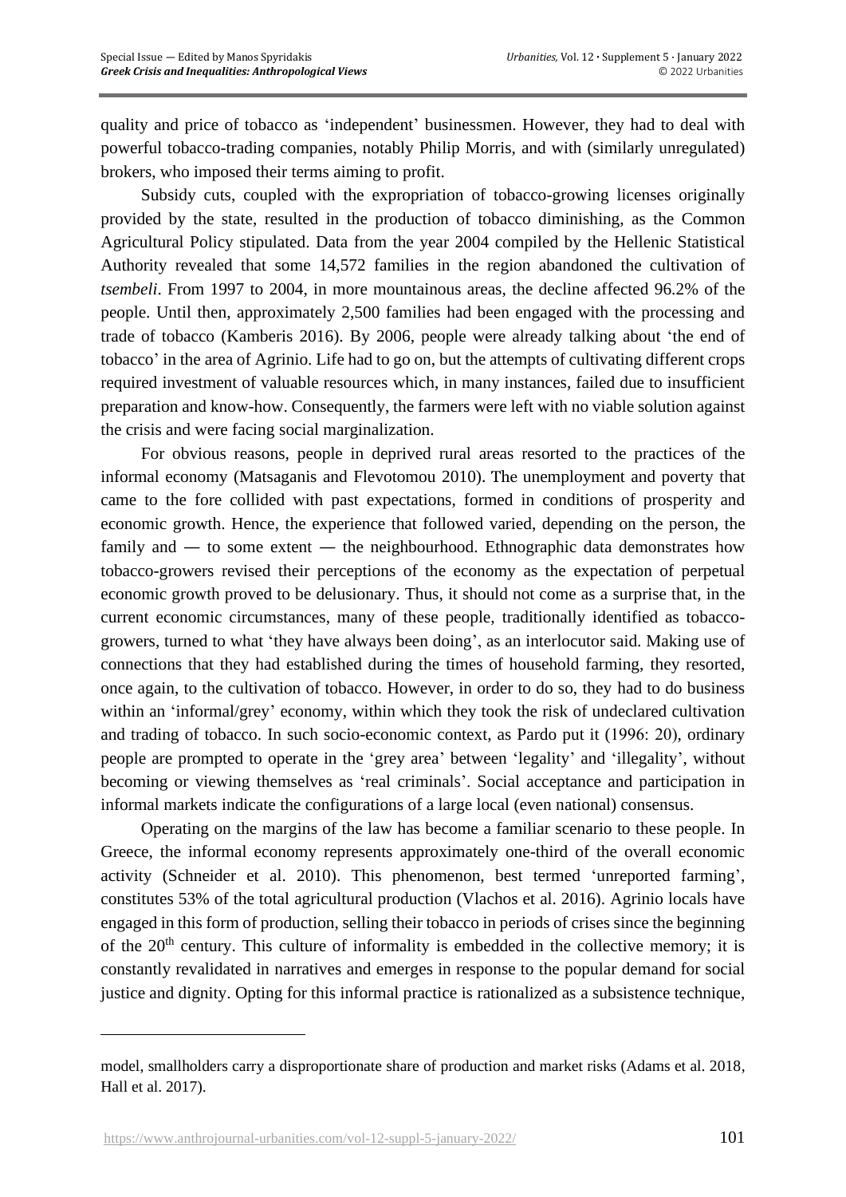quality and price of tobacco as 'independent' businessmen. However, they had to deal with powerful tobacco-trading companies, notably Philip Morris, and with (similarly unregulated) brokers, who imposed their terms aiming to profit.

Subsidy cuts, coupled with the expropriation of tobacco-growing licenses originally provided by the state, resulted in the production of tobacco diminishing, as the Common Agricultural Policy stipulated. Data from the year 2004 compiled by the Hellenic Statistical Authority revealed that some 14,572 families in the region abandoned the cultivation of *tsembeli*. From 1997 to 2004, in more mountainous areas, the decline affected 96.2% of the people. Until then, approximately 2,500 families had been engaged with the processing and trade of tobacco (Kamberis 2016). By 2006, people were already talking about 'the end of tobacco' in the area of Agrinio. Life had to go on, but the attempts of cultivating different crops required investment of valuable resources which, in many instances, failed due to insufficient preparation and know-how. Consequently, the farmers were left with no viable solution against the crisis and were facing social marginalization.

For obvious reasons, people in deprived rural areas resorted to the practices of the informal economy (Matsaganis and Flevotomou 2010). The unemployment and poverty that came to the fore collided with past expectations, formed in conditions of prosperity and economic growth. Hence, the experience that followed varied, depending on the person, the family and — to some extent — the neighbourhood. Ethnographic data demonstrates how tobacco-growers revised their perceptions of the economy as the expectation of perpetual economic growth proved to be delusionary. Thus, it should not come as a surprise that, in the current economic circumstances, many of these people, traditionally identified as tobacco-growers, turned to what 'they have always been doing', as an interlocutor said. Making use of connections that they had established during the times of household farming, they resorted, once again, to the cultivation of tobacco. However, in order to do so, they had to do business within an 'informal/grey' economy, within which they took the risk of undeclared cultivation and trading of tobacco. In such socio-economic context, as Pardo put it (1996: 20), ordinary people are prompted to operate in the 'grey area' between 'legality' and 'illegality', without becoming or viewing themselves as 'real criminals'. Social acceptance and participation in informal markets indicate the configurations of a large local (even national) consensus.

Operating on the margins of the law has become a familiar scenario to these people. In Greece, the informal economy represents approximately one-third of the overall economic activity (Schneider et al. 2010). This phenomenon, best termed 'unreported farming', constitutes 53% of the total agricultural production (Vlachos et al. 2016). Agrinio locals have engaged in this form of production, selling their tobacco in periods of crises since the beginning of the 20th century. This culture of informality is embedded in the collective memory; it is constantly revalidated in narratives and emerges in response to the popular demand for social justice and dignity. Opting for this informal practice is rationalized as a subsistence technique,

---

model, smallholders carry a disproportionate share of production and market risks (Adams et al. 2018, Hall et al. 2017).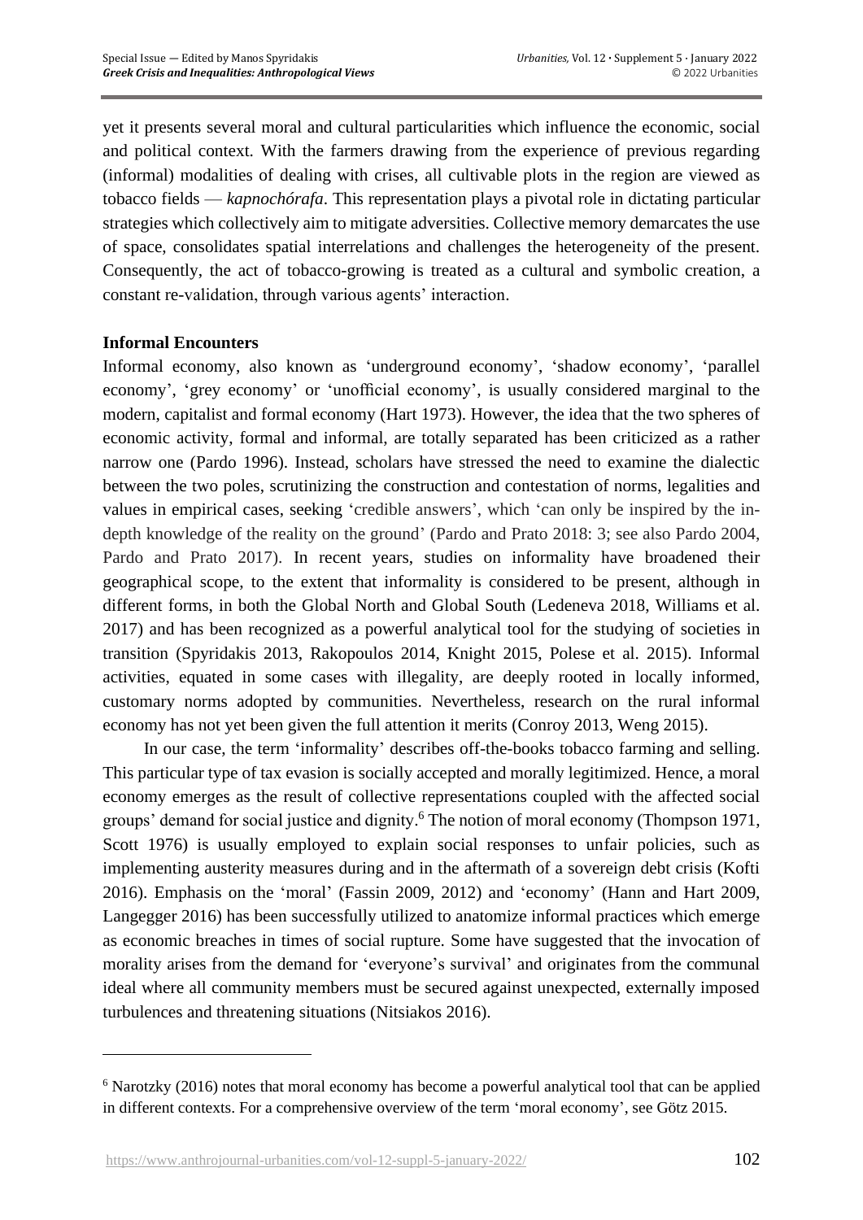yet it presents several moral and cultural particularities which influence the economic, social and political context. With the farmers drawing from the experience of previous regarding (informal) modalities of dealing with crises, all cultivable plots in the region are viewed as tobacco fields — *kapnochórafa*. This representation plays a pivotal role in dictating particular strategies which collectively aim to mitigate adversities. Collective memory demarcates the use of space, consolidates spatial interrelations and challenges the heterogeneity of the present. Consequently, the act of tobacco-growing is treated as a cultural and symbolic creation, a constant re-validation, through various agents' interaction.

**Informal Encounters**

Informal economy, also known as 'underground economy', 'shadow economy', 'parallel economy', 'grey economy' or 'unofficial economy', is usually considered marginal to the modern, capitalist and formal economy (Hart 1973). However, the idea that the two spheres of economic activity, formal and informal, are totally separated has been criticized as a rather narrow one (Pardo 1996). Instead, scholars have stressed the need to examine the dialectic between the two poles, scrutinizing the construction and contestation of norms, legalities and values in empirical cases, seeking 'credible answers', which 'can only be inspired by the in-depth knowledge of the reality on the ground' (Pardo and Prato 2018: 3; see also Pardo 2004, Pardo and Prato 2017). In recent years, studies on informality have broadened their geographical scope, to the extent that informality is considered to be present, although in different forms, in both the Global North and Global South (Ledeneva 2018, Williams et al. 2017) and has been recognized as a powerful analytical tool for the studying of societies in transition (Spyridakis 2013, Rakopoulos 2014, Knight 2015, Polese et al. 2015). Informal activities, equated in some cases with illegality, are deeply rooted in locally informed, customary norms adopted by communities. Nevertheless, research on the rural informal economy has not yet been given the full attention it merits (Conroy 2013, Weng 2015).

In our case, the term 'informality' describes off-the-books tobacco farming and selling. This particular type of tax evasion is socially accepted and morally legitimized. Hence, a moral economy emerges as the result of collective representations coupled with the affected social groups' demand for social justice and dignity.[6] The notion of moral economy (Thompson 1971, Scott 1976) is usually employed to explain social responses to unfair policies, such as implementing austerity measures during and in the aftermath of a sovereign debt crisis (Kofti 2016). Emphasis on the 'moral' (Fassin 2009, 2012) and 'economy' (Hann and Hart 2009, Langegger 2016) has been successfully utilized to anatomize informal practices which emerge as economic breaches in times of social rupture. Some have suggested that the invocation of morality arises from the demand for 'everyone's survival' and originates from the communal ideal where all community members must be secured against unexpected, externally imposed turbulences and threatening situations (Nitsiakos 2016).

[6] Narotzky (2016) notes that moral economy has become a powerful analytical tool that can be applied in different contexts. For a comprehensive overview of the term 'moral economy', see Götz 2015.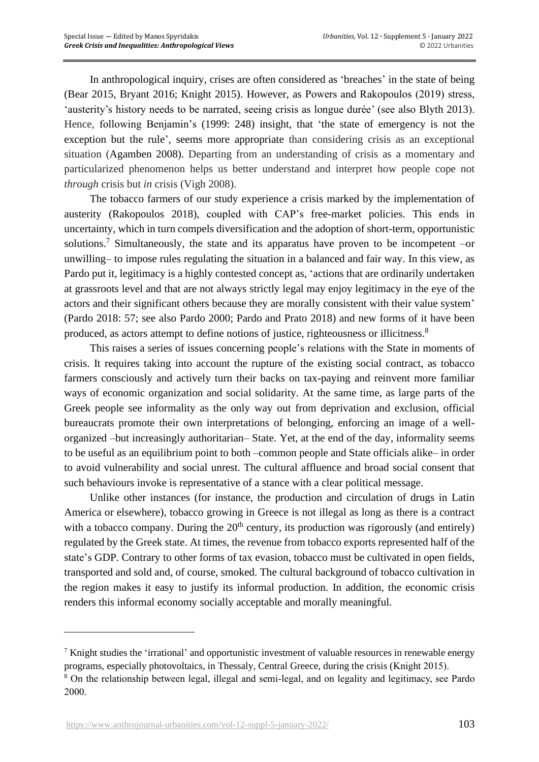In anthropological inquiry, crises are often considered as 'breaches' in the state of being (Bear 2015, Bryant 2016; Knight 2015). However, as Powers and Rakopoulos (2019) stress, 'austerity's history needs to be narrated, seeing crisis as longue durée' (see also Blyth 2013). Hence, following Benjamin's (1999: 248) insight, that 'the state of emergency is not the exception but the rule', seems more appropriate than considering crisis as an exceptional situation (Agamben 2008). Departing from an understanding of crisis as a momentary and particularized phenomenon helps us better understand and interpret how people cope not *through* crisis but *in* crisis (Vigh 2008).

The tobacco farmers of our study experience a crisis marked by the implementation of austerity (Rakopoulos 2018), coupled with CAP's free-market policies. This ends in uncertainty, which in turn compels diversification and the adoption of short-term, opportunistic solutions.[7] Simultaneously, the state and its apparatus have proven to be incompetent –or unwilling– to impose rules regulating the situation in a balanced and fair way. In this view, as Pardo put it, legitimacy is a highly contested concept as, 'actions that are ordinarily undertaken at grassroots level and that are not always strictly legal may enjoy legitimacy in the eye of the actors and their significant others because they are morally consistent with their value system' (Pardo 2018: 57; see also Pardo 2000; Pardo and Prato 2018) and new forms of it have been produced, as actors attempt to define notions of justice, righteousness or illicitness.[8]

This raises a series of issues concerning people's relations with the State in moments of crisis. It requires taking into account the rupture of the existing social contract, as tobacco farmers consciously and actively turn their backs on tax-paying and reinvent more familiar ways of economic organization and social solidarity. At the same time, as large parts of the Greek people see informality as the only way out from deprivation and exclusion, official bureaucrats promote their own interpretations of belonging, enforcing an image of a well-organized –but increasingly authoritarian– State. Yet, at the end of the day, informality seems to be useful as an equilibrium point to both –common people and State officials alike– in order to avoid vulnerability and social unrest. The cultural affluence and broad social consent that such behaviours invoke is representative of a stance with a clear political message.

Unlike other instances (for instance, the production and circulation of drugs in Latin America or elsewhere), tobacco growing in Greece is not illegal as long as there is a contract with a tobacco company. During the 20th century, its production was rigorously (and entirely) regulated by the Greek state. At times, the revenue from tobacco exports represented half of the state's GDP. Contrary to other forms of tax evasion, tobacco must be cultivated in open fields, transported and sold and, of course, smoked. The cultural background of tobacco cultivation in the region makes it easy to justify its informal production. In addition, the economic crisis renders this informal economy socially acceptable and morally meaningful.

---

[7] Knight studies the 'irrational' and opportunistic investment of valuable resources in renewable energy programs, especially photovoltaics, in Thessaly, Central Greece, during the crisis (Knight 2015).

[8] On the relationship between legal, illegal and semi-legal, and on legality and legitimacy, see Pardo 2000.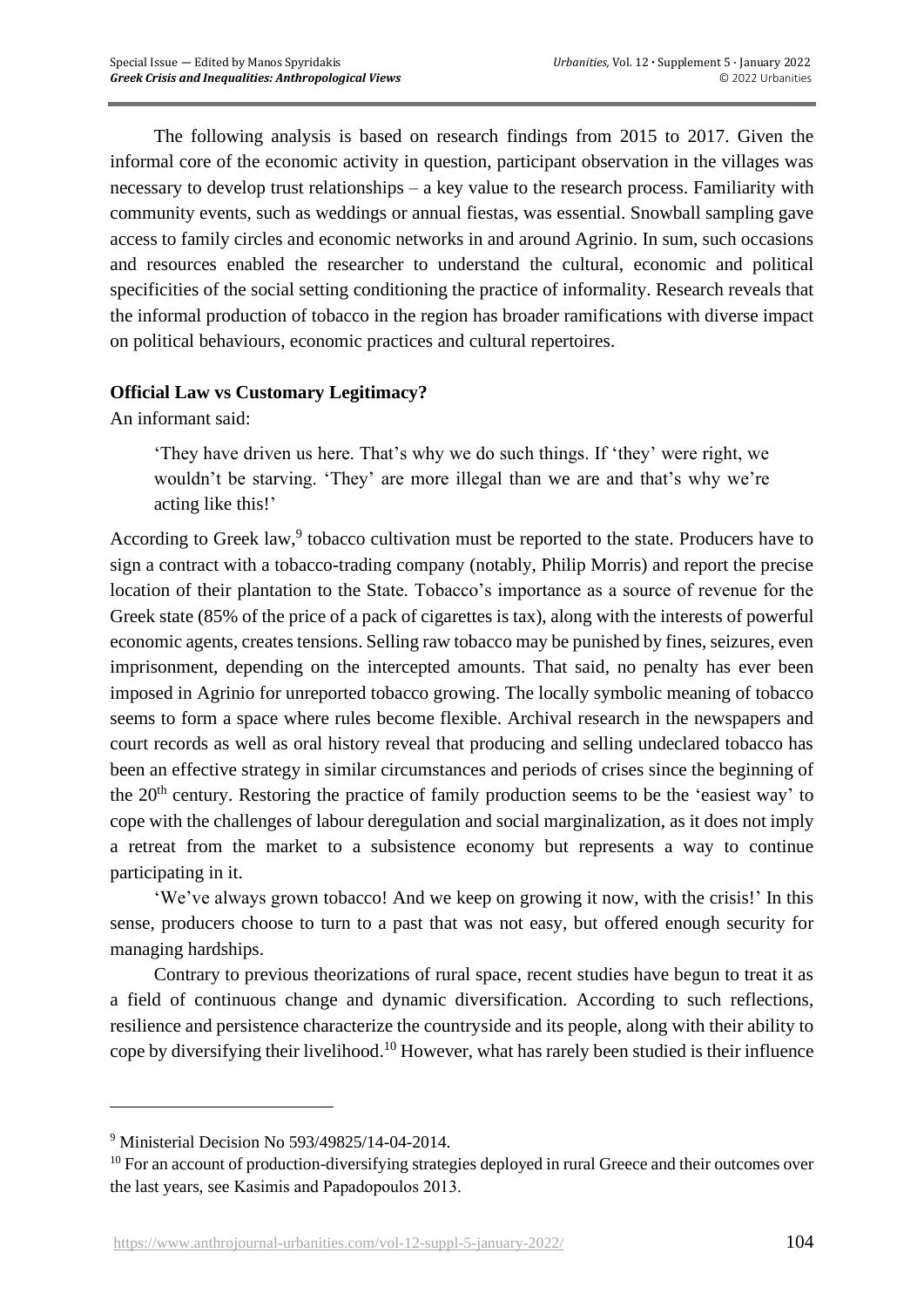The following analysis is based on research findings from 2015 to 2017. Given the informal core of the economic activity in question, participant observation in the villages was necessary to develop trust relationships – a key value to the research process. Familiarity with community events, such as weddings or annual fiestas, was essential. Snowball sampling gave access to family circles and economic networks in and around Agrinio. In sum, such occasions and resources enabled the researcher to understand the cultural, economic and political specificities of the social setting conditioning the practice of informality. Research reveals that the informal production of tobacco in the region has broader ramifications with diverse impact on political behaviours, economic practices and cultural repertoires.

**Official Law vs Customary Legitimacy?**

An informant said:

> 'They have driven us here. That's why we do such things. If 'they' were right, we wouldn't be starving. 'They' are more illegal than we are and that's why we're acting like this!'

According to Greek law,[9] tobacco cultivation must be reported to the state. Producers have to sign a contract with a tobacco-trading company (notably, Philip Morris) and report the precise location of their plantation to the State. Tobacco's importance as a source of revenue for the Greek state (85% of the price of a pack of cigarettes is tax), along with the interests of powerful economic agents, creates tensions. Selling raw tobacco may be punished by fines, seizures, even imprisonment, depending on the intercepted amounts. That said, no penalty has ever been imposed in Agrinio for unreported tobacco growing. The locally symbolic meaning of tobacco seems to form a space where rules become flexible. Archival research in the newspapers and court records as well as oral history reveal that producing and selling undeclared tobacco has been an effective strategy in similar circumstances and periods of crises since the beginning of the 20th century. Restoring the practice of family production seems to be the 'easiest way' to cope with the challenges of labour deregulation and social marginalization, as it does not imply a retreat from the market to a subsistence economy but represents a way to continue participating in it.

'We've always grown tobacco! And we keep on growing it now, with the crisis!' In this sense, producers choose to turn to a past that was not easy, but offered enough security for managing hardships.

Contrary to previous theorizations of rural space, recent studies have begun to treat it as a field of continuous change and dynamic diversification. According to such reflections, resilience and persistence characterize the countryside and its people, along with their ability to cope by diversifying their livelihood.[10] However, what has rarely been studied is their influence

---

[9] Ministerial Decision No 593/49825/14-04-2014.

[10] For an account of production-diversifying strategies deployed in rural Greece and their outcomes over the last years, see Kasimis and Papadopoulos 2013.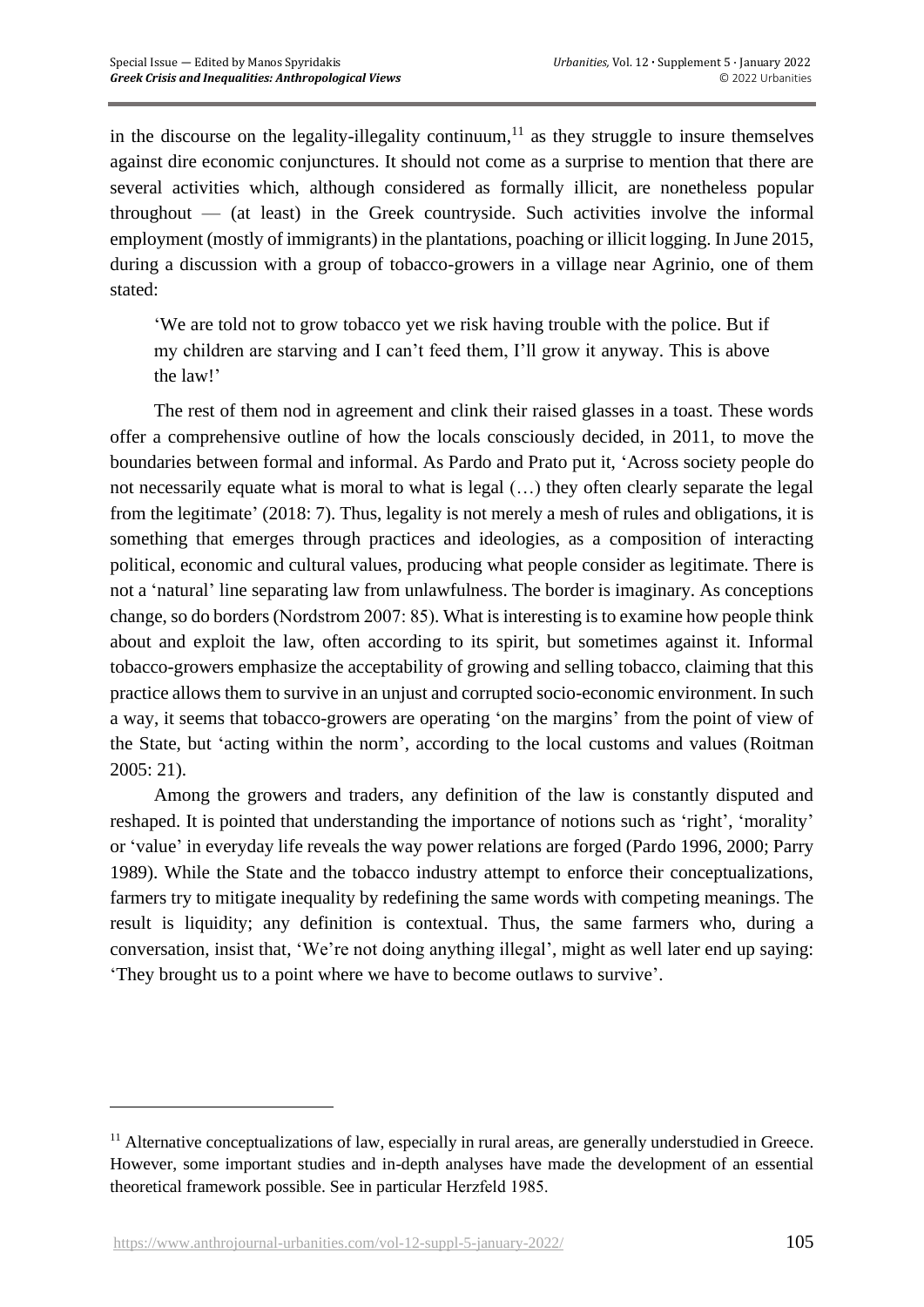in the discourse on the legality-illegality continuum,[11] as they struggle to insure themselves against dire economic conjunctures. It should not come as a surprise to mention that there are several activities which, although considered as formally illicit, are nonetheless popular throughout — (at least) in the Greek countryside. Such activities involve the informal employment (mostly of immigrants) in the plantations, poaching or illicit logging. In June 2015, during a discussion with a group of tobacco-growers in a village near Agrinio, one of them stated:

> 'We are told not to grow tobacco yet we risk having trouble with the police. But if my children are starving and I can't feed them, I'll grow it anyway. This is above the law!'

The rest of them nod in agreement and clink their raised glasses in a toast. These words offer a comprehensive outline of how the locals consciously decided, in 2011, to move the boundaries between formal and informal. As Pardo and Prato put it, 'Across society people do not necessarily equate what is moral to what is legal (…) they often clearly separate the legal from the legitimate' (2018: 7). Thus, legality is not merely a mesh of rules and obligations, it is something that emerges through practices and ideologies, as a composition of interacting political, economic and cultural values, producing what people consider as legitimate. There is not a 'natural' line separating law from unlawfulness. The border is imaginary. As conceptions change, so do borders (Nordstrom 2007: 85). What is interesting is to examine how people think about and exploit the law, often according to its spirit, but sometimes against it. Informal tobacco-growers emphasize the acceptability of growing and selling tobacco, claiming that this practice allows them to survive in an unjust and corrupted socio-economic environment. In such a way, it seems that tobacco-growers are operating 'on the margins' from the point of view of the State, but 'acting within the norm', according to the local customs and values (Roitman 2005: 21).

Among the growers and traders, any definition of the law is constantly disputed and reshaped. It is pointed that understanding the importance of notions such as 'right', 'morality' or 'value' in everyday life reveals the way power relations are forged (Pardo 1996, 2000; Parry 1989). While the State and the tobacco industry attempt to enforce their conceptualizations, farmers try to mitigate inequality by redefining the same words with competing meanings. The result is liquidity; any definition is contextual. Thus, the same farmers who, during a conversation, insist that, 'We're not doing anything illegal', might as well later end up saying: 'They brought us to a point where we have to become outlaws to survive'.

---

[11] Alternative conceptualizations of law, especially in rural areas, are generally understudied in Greece. However, some important studies and in-depth analyses have made the development of an essential theoretical framework possible. See in particular Herzfeld 1985.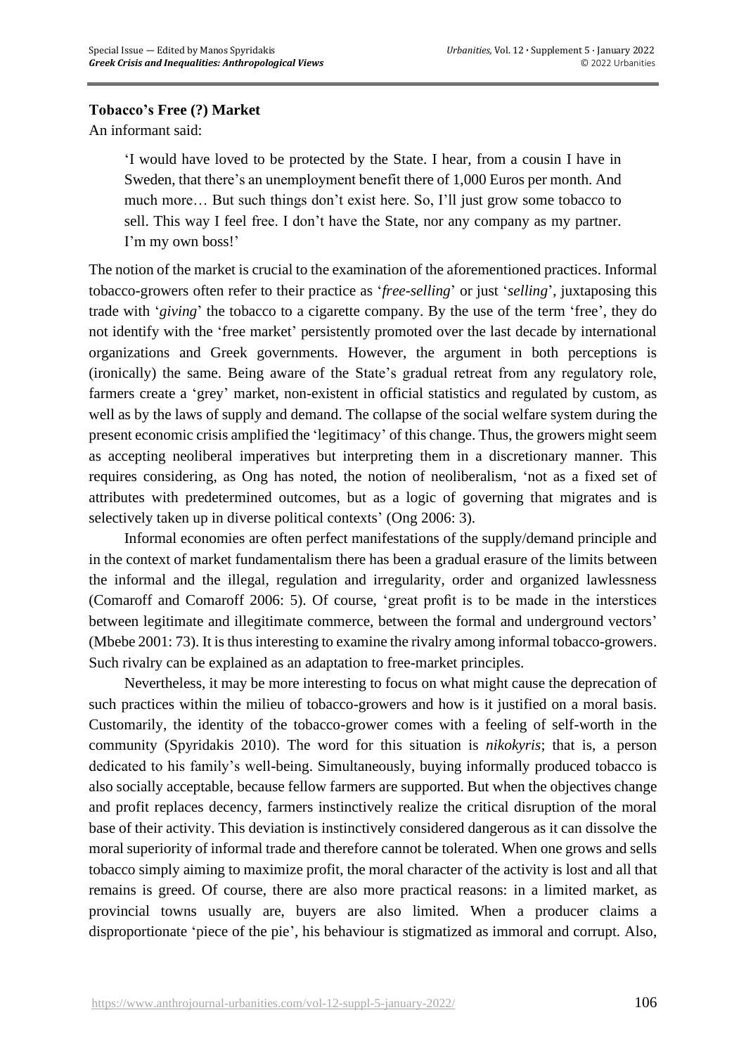**Tobacco's Free (?) Market**

An informant said:

> 'I would have loved to be protected by the State. I hear, from a cousin I have in Sweden, that there's an unemployment benefit there of 1,000 Euros per month. And much more… But such things don't exist here. So, I'll just grow some tobacco to sell. This way I feel free. I don't have the State, nor any company as my partner. I'm my own boss!'

The notion of the market is crucial to the examination of the aforementioned practices. Informal tobacco-growers often refer to their practice as '*free-selling*' or just '*selling*', juxtaposing this trade with '*giving*' the tobacco to a cigarette company. By the use of the term 'free', they do not identify with the 'free market' persistently promoted over the last decade by international organizations and Greek governments. However, the argument in both perceptions is (ironically) the same. Being aware of the State's gradual retreat from any regulatory role, farmers create a 'grey' market, non-existent in official statistics and regulated by custom, as well as by the laws of supply and demand. The collapse of the social welfare system during the present economic crisis amplified the 'legitimacy' of this change. Thus, the growers might seem as accepting neoliberal imperatives but interpreting them in a discretionary manner. This requires considering, as Ong has noted, the notion of neoliberalism, 'not as a fixed set of attributes with predetermined outcomes, but as a logic of governing that migrates and is selectively taken up in diverse political contexts' (Ong 2006: 3).

Informal economies are often perfect manifestations of the supply/demand principle and in the context of market fundamentalism there has been a gradual erasure of the limits between the informal and the illegal, regulation and irregularity, order and organized lawlessness (Comaroff and Comaroff 2006: 5). Of course, 'great profit is to be made in the interstices between legitimate and illegitimate commerce, between the formal and underground vectors' (Mbebe 2001: 73). It is thus interesting to examine the rivalry among informal tobacco-growers. Such rivalry can be explained as an adaptation to free-market principles.

Nevertheless, it may be more interesting to focus on what might cause the deprecation of such practices within the milieu of tobacco-growers and how is it justified on a moral basis. Customarily, the identity of the tobacco-grower comes with a feeling of self-worth in the community (Spyridakis 2010). The word for this situation is *nikokyris*; that is, a person dedicated to his family's well-being. Simultaneously, buying informally produced tobacco is also socially acceptable, because fellow farmers are supported. But when the objectives change and profit replaces decency, farmers instinctively realize the critical disruption of the moral base of their activity. This deviation is instinctively considered dangerous as it can dissolve the moral superiority of informal trade and therefore cannot be tolerated. When one grows and sells tobacco simply aiming to maximize profit, the moral character of the activity is lost and all that remains is greed. Of course, there are also more practical reasons: in a limited market, as provincial towns usually are, buyers are also limited. When a producer claims a disproportionate 'piece of the pie', his behaviour is stigmatized as immoral and corrupt. Also,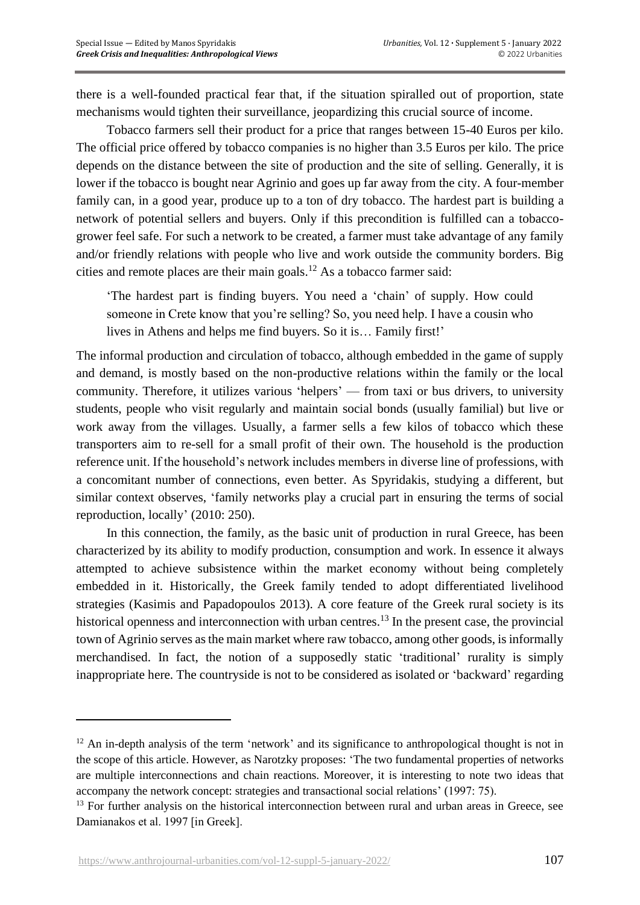there is a well-founded practical fear that, if the situation spiralled out of proportion, state mechanisms would tighten their surveillance, jeopardizing this crucial source of income.

Tobacco farmers sell their product for a price that ranges between 15-40 Euros per kilo. The official price offered by tobacco companies is no higher than 3.5 Euros per kilo. The price depends on the distance between the site of production and the site of selling. Generally, it is lower if the tobacco is bought near Agrinio and goes up far away from the city. A four-member family can, in a good year, produce up to a ton of dry tobacco. The hardest part is building a network of potential sellers and buyers. Only if this precondition is fulfilled can a tobacco-grower feel safe. For such a network to be created, a farmer must take advantage of any family and/or friendly relations with people who live and work outside the community borders. Big cities and remote places are their main goals.[12] As a tobacco farmer said:

> 'The hardest part is finding buyers. You need a 'chain' of supply. How could someone in Crete know that you're selling? So, you need help. I have a cousin who lives in Athens and helps me find buyers. So it is… Family first!'

The informal production and circulation of tobacco, although embedded in the game of supply and demand, is mostly based on the non-productive relations within the family or the local community. Therefore, it utilizes various 'helpers' — from taxi or bus drivers, to university students, people who visit regularly and maintain social bonds (usually familial) but live or work away from the villages. Usually, a farmer sells a few kilos of tobacco which these transporters aim to re-sell for a small profit of their own. The household is the production reference unit. If the household's network includes members in diverse line of professions, with a concomitant number of connections, even better. As Spyridakis, studying a different, but similar context observes, 'family networks play a crucial part in ensuring the terms of social reproduction, locally' (2010: 250).

In this connection, the family, as the basic unit of production in rural Greece, has been characterized by its ability to modify production, consumption and work. In essence it always attempted to achieve subsistence within the market economy without being completely embedded in it. Historically, the Greek family tended to adopt differentiated livelihood strategies (Kasimis and Papadopoulos 2013). A core feature of the Greek rural society is its historical openness and interconnection with urban centres.[13] In the present case, the provincial town of Agrinio serves as the main market where raw tobacco, among other goods, is informally merchandised. In fact, the notion of a supposedly static 'traditional' rurality is simply inappropriate here. The countryside is not to be considered as isolated or 'backward' regarding

---

[12] An in-depth analysis of the term 'network' and its significance to anthropological thought is not in the scope of this article. However, as Narotzky proposes: 'The two fundamental properties of networks are multiple interconnections and chain reactions. Moreover, it is interesting to note two ideas that accompany the network concept: strategies and transactional social relations' (1997: 75).

[13] For further analysis on the historical interconnection between rural and urban areas in Greece, see Damianakos et al. 1997 [in Greek].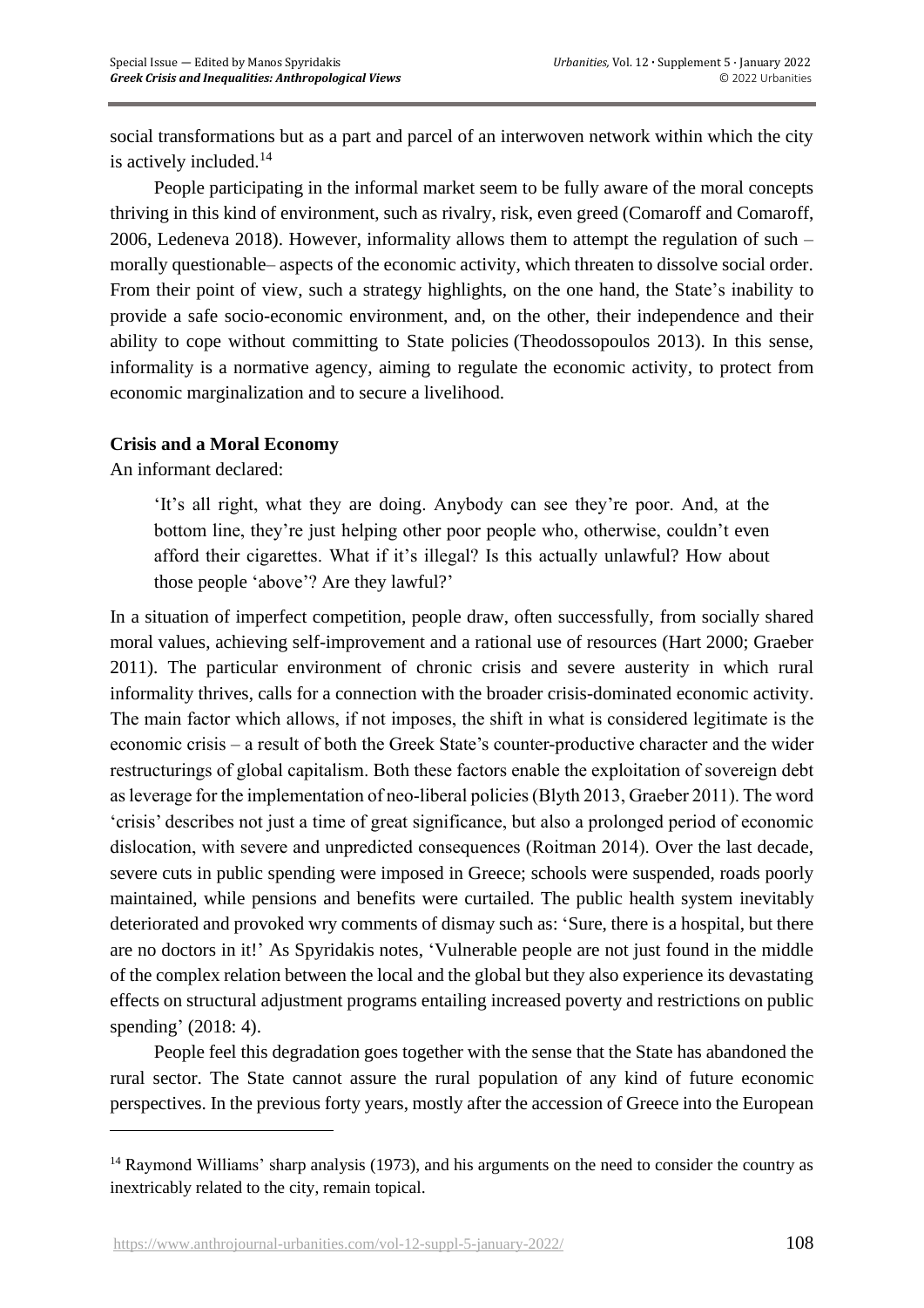social transformations but as a part and parcel of an interwoven network within which the city is actively included.[14]

People participating in the informal market seem to be fully aware of the moral concepts thriving in this kind of environment, such as rivalry, risk, even greed (Comaroff and Comaroff, 2006, Ledeneva 2018). However, informality allows them to attempt the regulation of such – morally questionable– aspects of the economic activity, which threaten to dissolve social order. From their point of view, such a strategy highlights, on the one hand, the State's inability to provide a safe socio-economic environment, and, on the other, their independence and their ability to cope without committing to State policies (Theodossopoulos 2013). In this sense, informality is a normative agency, aiming to regulate the economic activity, to protect from economic marginalization and to secure a livelihood.

**Crisis and a Moral Economy**

An informant declared:

> 'It's all right, what they are doing. Anybody can see they're poor. And, at the bottom line, they're just helping other poor people who, otherwise, couldn't even afford their cigarettes. What if it's illegal? Is this actually unlawful? How about those people 'above'? Are they lawful?'

In a situation of imperfect competition, people draw, often successfully, from socially shared moral values, achieving self-improvement and a rational use of resources (Hart 2000; Graeber 2011). The particular environment of chronic crisis and severe austerity in which rural informality thrives, calls for a connection with the broader crisis-dominated economic activity. The main factor which allows, if not imposes, the shift in what is considered legitimate is the economic crisis – a result of both the Greek State's counter-productive character and the wider restructurings of global capitalism. Both these factors enable the exploitation of sovereign debt as leverage for the implementation of neo-liberal policies (Blyth 2013, Graeber 2011). The word 'crisis' describes not just a time of great significance, but also a prolonged period of economic dislocation, with severe and unpredicted consequences (Roitman 2014). Over the last decade, severe cuts in public spending were imposed in Greece; schools were suspended, roads poorly maintained, while pensions and benefits were curtailed. The public health system inevitably deteriorated and provoked wry comments of dismay such as: 'Sure, there is a hospital, but there are no doctors in it!' As Spyridakis notes, 'Vulnerable people are not just found in the middle of the complex relation between the local and the global but they also experience its devastating effects on structural adjustment programs entailing increased poverty and restrictions on public spending' (2018: 4).

People feel this degradation goes together with the sense that the State has abandoned the rural sector. The State cannot assure the rural population of any kind of future economic perspectives. In the previous forty years, mostly after the accession of Greece into the European

[14] Raymond Williams' sharp analysis (1973), and his arguments on the need to consider the country as inextricably related to the city, remain topical.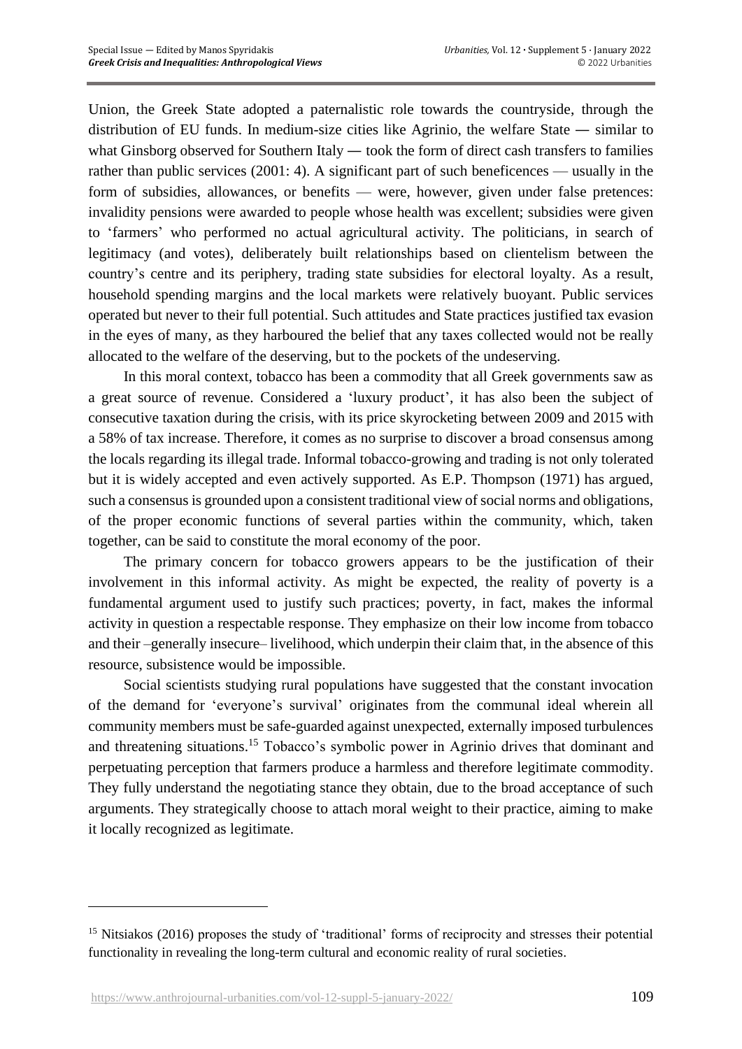Union, the Greek State adopted a paternalistic role towards the countryside, through the distribution of EU funds. In medium-size cities like Agrinio, the welfare State ― similar to what Ginsborg observed for Southern Italy ― took the form of direct cash transfers to families rather than public services (2001: 4). A significant part of such beneficences — usually in the form of subsidies, allowances, or benefits — were, however, given under false pretences: invalidity pensions were awarded to people whose health was excellent; subsidies were given to 'farmers' who performed no actual agricultural activity. The politicians, in search of legitimacy (and votes), deliberately built relationships based on clientelism between the country's centre and its periphery, trading state subsidies for electoral loyalty. As a result, household spending margins and the local markets were relatively buoyant. Public services operated but never to their full potential. Such attitudes and State practices justified tax evasion in the eyes of many, as they harboured the belief that any taxes collected would not be really allocated to the welfare of the deserving, but to the pockets of the undeserving.

In this moral context, tobacco has been a commodity that all Greek governments saw as a great source of revenue. Considered a 'luxury product', it has also been the subject of consecutive taxation during the crisis, with its price skyrocketing between 2009 and 2015 with a 58% of tax increase. Therefore, it comes as no surprise to discover a broad consensus among the locals regarding its illegal trade. Informal tobacco-growing and trading is not only tolerated but it is widely accepted and even actively supported. As E.P. Thompson (1971) has argued, such a consensus is grounded upon a consistent traditional view of social norms and obligations, of the proper economic functions of several parties within the community, which, taken together, can be said to constitute the moral economy of the poor.

The primary concern for tobacco growers appears to be the justification of their involvement in this informal activity. As might be expected, the reality of poverty is a fundamental argument used to justify such practices; poverty, in fact, makes the informal activity in question a respectable response. They emphasize on their low income from tobacco and their –generally insecure– livelihood, which underpin their claim that, in the absence of this resource, subsistence would be impossible.

Social scientists studying rural populations have suggested that the constant invocation of the demand for 'everyone's survival' originates from the communal ideal wherein all community members must be safe-guarded against unexpected, externally imposed turbulences and threatening situations.[15] Tobacco's symbolic power in Agrinio drives that dominant and perpetuating perception that farmers produce a harmless and therefore legitimate commodity. They fully understand the negotiating stance they obtain, due to the broad acceptance of such arguments. They strategically choose to attach moral weight to their practice, aiming to make it locally recognized as legitimate.

[15] Nitsiakos (2016) proposes the study of 'traditional' forms of reciprocity and stresses their potential functionality in revealing the long-term cultural and economic reality of rural societies.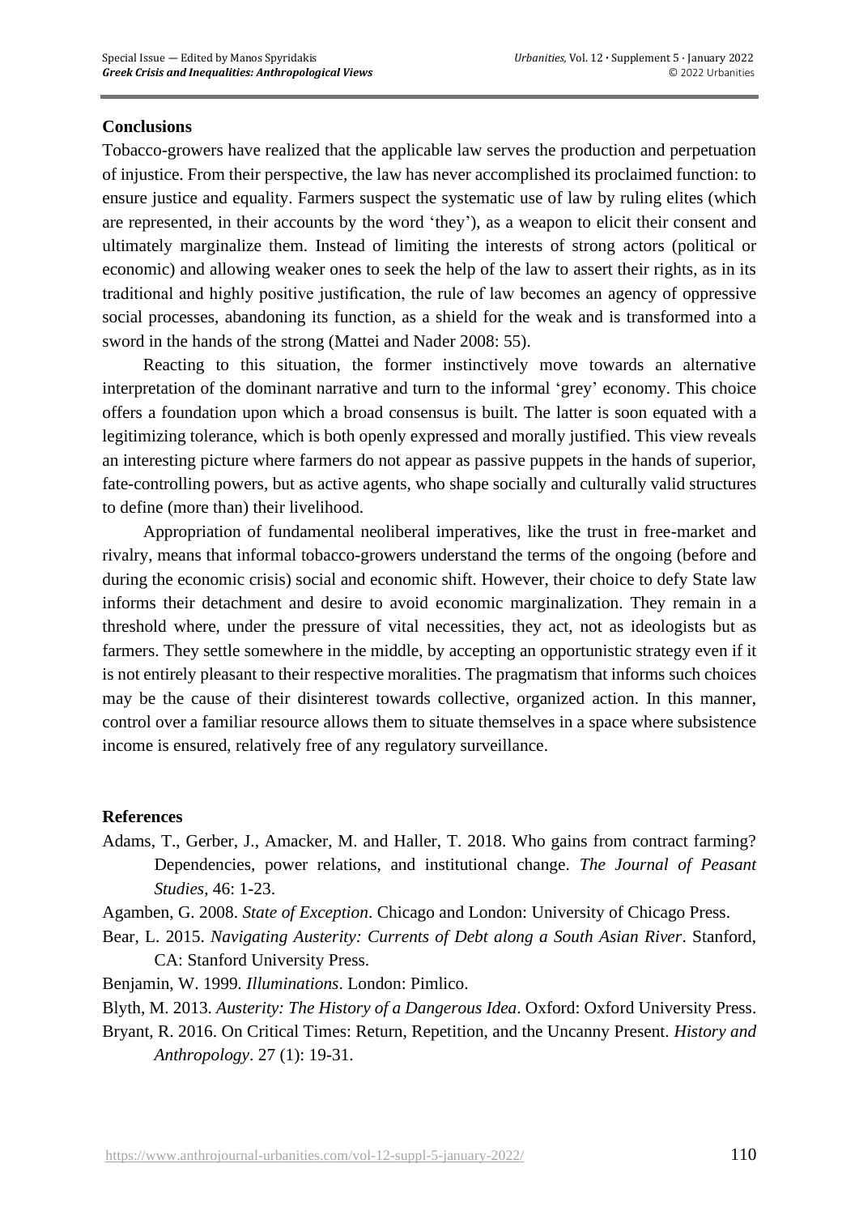## Conclusions

Tobacco-growers have realized that the applicable law serves the production and perpetuation of injustice. From their perspective, the law has never accomplished its proclaimed function: to ensure justice and equality. Farmers suspect the systematic use of law by ruling elites (which are represented, in their accounts by the word 'they'), as a weapon to elicit their consent and ultimately marginalize them. Instead of limiting the interests of strong actors (political or economic) and allowing weaker ones to seek the help of the law to assert their rights, as in its traditional and highly positive justification, the rule of law becomes an agency of oppressive social processes, abandoning its function, as a shield for the weak and is transformed into a sword in the hands of the strong (Mattei and Nader 2008: 55).

Reacting to this situation, the former instinctively move towards an alternative interpretation of the dominant narrative and turn to the informal 'grey' economy. This choice offers a foundation upon which a broad consensus is built. The latter is soon equated with a legitimizing tolerance, which is both openly expressed and morally justified. This view reveals an interesting picture where farmers do not appear as passive puppets in the hands of superior, fate-controlling powers, but as active agents, who shape socially and culturally valid structures to define (more than) their livelihood.

Appropriation of fundamental neoliberal imperatives, like the trust in free-market and rivalry, means that informal tobacco-growers understand the terms of the ongoing (before and during the economic crisis) social and economic shift. However, their choice to defy State law informs their detachment and desire to avoid economic marginalization. They remain in a threshold where, under the pressure of vital necessities, they act, not as ideologists but as farmers. They settle somewhere in the middle, by accepting an opportunistic strategy even if it is not entirely pleasant to their respective moralities. The pragmatism that informs such choices may be the cause of their disinterest towards collective, organized action. In this manner, control over a familiar resource allows them to situate themselves in a space where subsistence income is ensured, relatively free of any regulatory surveillance.

## References

Adams, T., Gerber, J., Amacker, M. and Haller, T. 2018. Who gains from contract farming? Dependencies, power relations, and institutional change. *The Journal of Peasant Studies*, 46: 1-23.

Agamben, G. 2008. *State of Exception*. Chicago and London: University of Chicago Press.

Bear, L. 2015. *Navigating Austerity: Currents of Debt along a South Asian River*. Stanford, CA: Stanford University Press.

Benjamin, W. 1999. *Illuminations*. London: Pimlico.

Blyth, M. 2013. *Austerity: The History of a Dangerous Idea*. Oxford: Oxford University Press.

Bryant, R. 2016. On Critical Times: Return, Repetition, and the Uncanny Present. *History and Anthropology*. 27 (1): 19-31.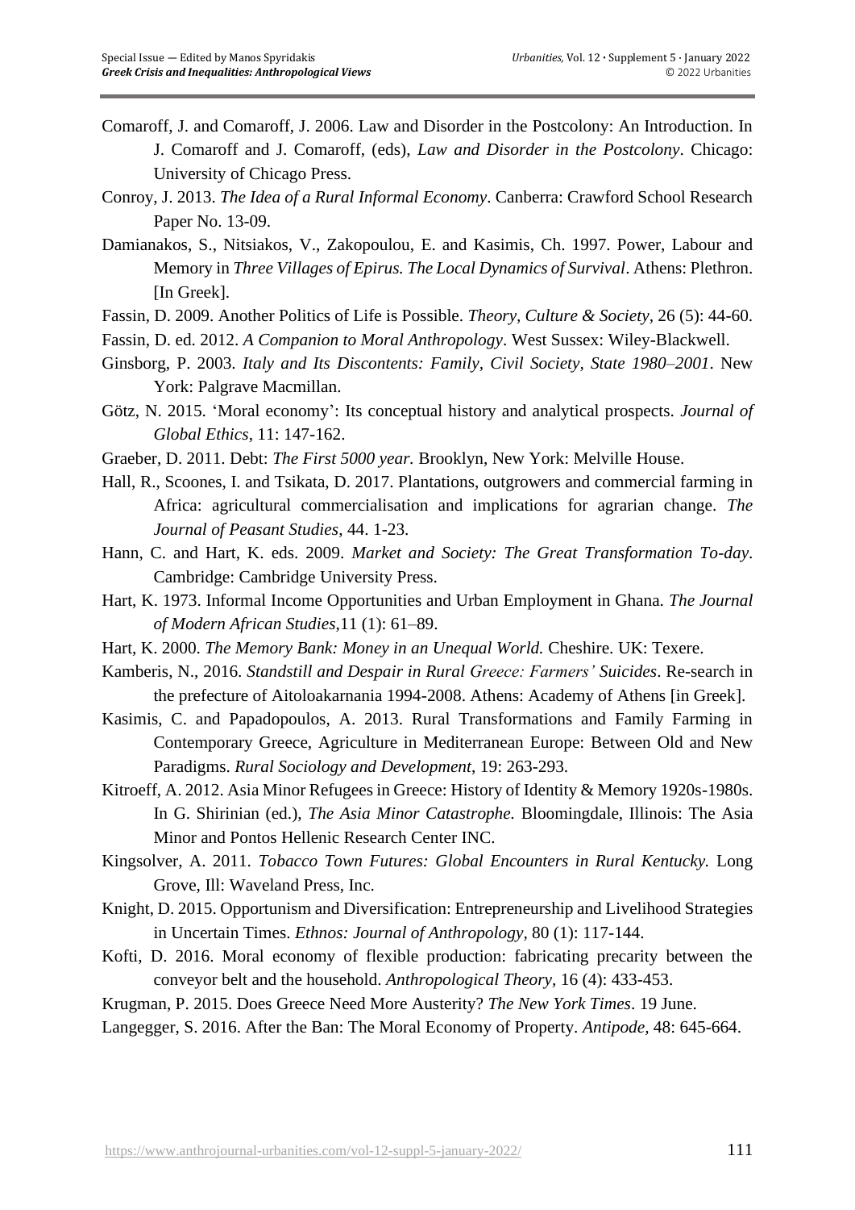Comaroff, J. and Comaroff, J. 2006. Law and Disorder in the Postcolony: An Introduction. In J. Comaroff and J. Comaroff, (eds), *Law and Disorder in the Postcolony*. Chicago: University of Chicago Press.

Conroy, J. 2013. *The Idea of a Rural Informal Economy*. Canberra: Crawford School Research Paper No. 13-09.

Damianakos, S., Nitsiakos, V., Zakopoulou, E. and Kasimis, Ch. 1997. Power, Labour and Memory in *Three Villages of Epirus. The Local Dynamics of Survival*. Athens: Plethron. [In Greek].

Fassin, D. 2009. Another Politics of Life is Possible. *Theory, Culture & Society*, 26 (5): 44-60.

Fassin, D. ed. 2012. *A Companion to Moral Anthropology*. West Sussex: Wiley-Blackwell.

Ginsborg, P. 2003. *Italy and Its Discontents: Family, Civil Society, State 1980–2001*. New York: Palgrave Macmillan.

Götz, N. 2015. 'Moral economy': Its conceptual history and analytical prospects. *Journal of Global Ethics*, 11: 147-162.

Graeber, D. 2011. Debt: *The First 5000 year.* Brooklyn, New York: Melville House.

Hall, R., Scoones, I. and Tsikata, D. 2017. Plantations, outgrowers and commercial farming in Africa: agricultural commercialisation and implications for agrarian change. *The Journal of Peasant Studies*, 44. 1-23.

Hann, C. and Hart, K. eds. 2009. *Market and Society: The Great Transformation To-day*. Cambridge: Cambridge University Press.

Hart, K. 1973. Informal Income Opportunities and Urban Employment in Ghana. *The Journal of Modern African Studies*,11 (1): 61–89.

Hart, K. 2000. *The Memory Bank: Money in an Unequal World.* Cheshire. UK: Texere.

Kamberis, N., 2016. *Standstill and Despair in Rural Greece: Farmers' Suicides*. Re-search in the prefecture of Aitoloakarnania 1994-2008. Athens: Academy of Athens [in Greek].

Kasimis, C. and Papadopoulos, A. 2013. Rural Transformations and Family Farming in Contemporary Greece, Agriculture in Mediterranean Europe: Between Old and New Paradigms. *Rural Sociology and Development*, 19: 263-293.

Kitroeff, A. 2012. Asia Minor Refugees in Greece: History of Identity & Memory 1920s-1980s. In G. Shirinian (ed.), *The Asia Minor Catastrophe.* Bloomingdale, Illinois: The Asia Minor and Pontos Hellenic Research Center INC.

Kingsolver, A. 2011. *Tobacco Town Futures: Global Encounters in Rural Kentucky.* Long Grove, Ill: Waveland Press, Inc.

Knight, D. 2015. Opportunism and Diversification: Entrepreneurship and Livelihood Strategies in Uncertain Times. *Ethnos: Journal of Anthropology*, 80 (1): 117-144.

Kofti, D. 2016. Moral economy of flexible production: fabricating precarity between the conveyor belt and the household. *Anthropological Theory*, 16 (4): 433-453.

Krugman, P. 2015. Does Greece Need More Austerity? *The New York Times*. 19 June.

Langegger, S. 2016. After the Ban: The Moral Economy of Property. *Antipode,* 48: 645-664.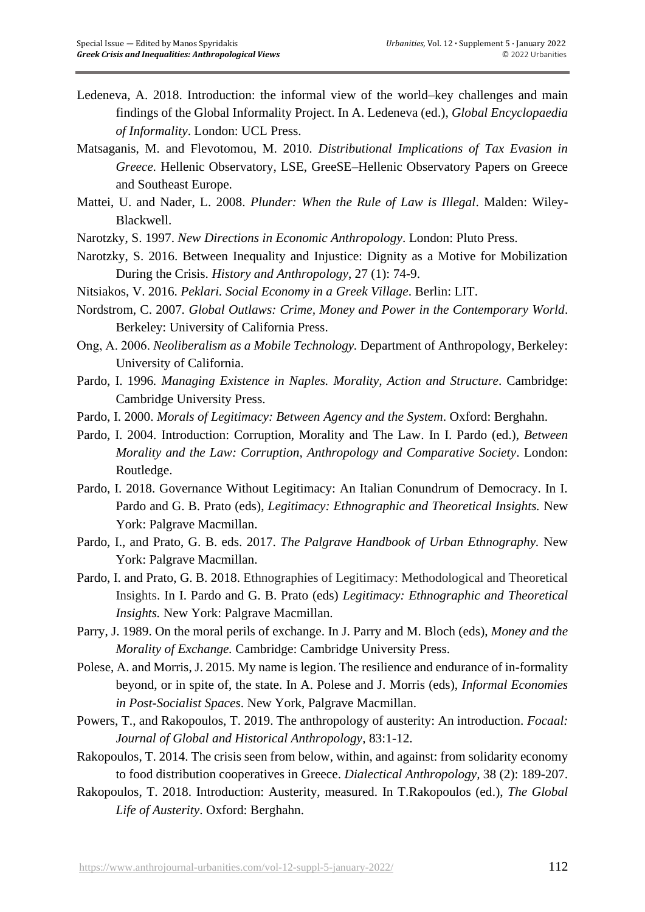Ledeneva, A. 2018. Introduction: the informal view of the world–key challenges and main findings of the Global Informality Project. In A. Ledeneva (ed.), *Global Encyclopaedia of Informality*. London: UCL Press.

Matsaganis, M. and Flevotomou, M. 2010. *Distributional Implications of Tax Evasion in Greece.* Hellenic Observatory, LSE, GreeSE–Hellenic Observatory Papers on Greece and Southeast Europe.

Mattei, U. and Nader, L. 2008. *Plunder: When the Rule of Law is Illegal*. Malden: Wiley-Blackwell.

Narotzky, S. 1997. *New Directions in Economic Anthropology*. London: Pluto Press.

Narotzky, S. 2016. Between Inequality and Injustice: Dignity as a Motive for Mobilization During the Crisis. *History and Anthropology*, 27 (1): 74-9.

Nitsiakos, V. 2016. *Peklari. Social Economy in a Greek Village*. Berlin: LIT.

Nordstrom, C. 2007. *Global Outlaws: Crime, Money and Power in the Contemporary World*. Berkeley: University of California Press.

Ong, A. 2006. *Neoliberalism as a Mobile Technology.* Department of Anthropology, Berkeley: University of California.

Pardo, I. 1996. *Managing Existence in Naples. Morality, Action and Structure*. Cambridge: Cambridge University Press.

Pardo, I. 2000. *Morals of Legitimacy: Between Agency and the System*. Oxford: Berghahn.

Pardo, I. 2004. Introduction: Corruption, Morality and The Law. In I. Pardo (ed.), *Between Morality and the Law: Corruption, Anthropology and Comparative Society*. London: Routledge.

Pardo, I. 2018. Governance Without Legitimacy: An Italian Conundrum of Democracy. In I. Pardo and G. B. Prato (eds), *Legitimacy: Ethnographic and Theoretical Insights.* New York: Palgrave Macmillan.

Pardo, I., and Prato, G. B. eds. 2017. *The Palgrave Handbook of Urban Ethnography*. New York: Palgrave Macmillan.

Pardo, I. and Prato, G. B. 2018. Ethnographies of Legitimacy: Methodological and Theoretical Insights. In I. Pardo and G. B. Prato (eds) *Legitimacy: Ethnographic and Theoretical Insights.* New York: Palgrave Macmillan.

Parry, J. 1989. On the moral perils of exchange. In J. Parry and M. Bloch (eds), *Money and the Morality of Exchange.* Cambridge: Cambridge University Press.

Polese, A. and Morris, J. 2015. My name is legion. The resilience and endurance of in-formality beyond, or in spite of, the state. In A. Polese and J. Morris (eds), *Informal Economies in Post-Socialist Spaces*. New York, Palgrave Macmillan.

Powers, T., and Rakopoulos, T. 2019. The anthropology of austerity: An introduction. *Focaal: Journal of Global and Historical Anthropology*, 83:1-12.

Rakopoulos, T. 2014. The crisis seen from below, within, and against: from solidarity economy to food distribution cooperatives in Greece. *Dialectical Anthropology*, 38 (2): 189-207.

Rakopoulos, T. 2018. Introduction: Austerity, measured. In T.Rakopoulos (ed.), *The Global Life of Austerity*. Oxford: Berghahn.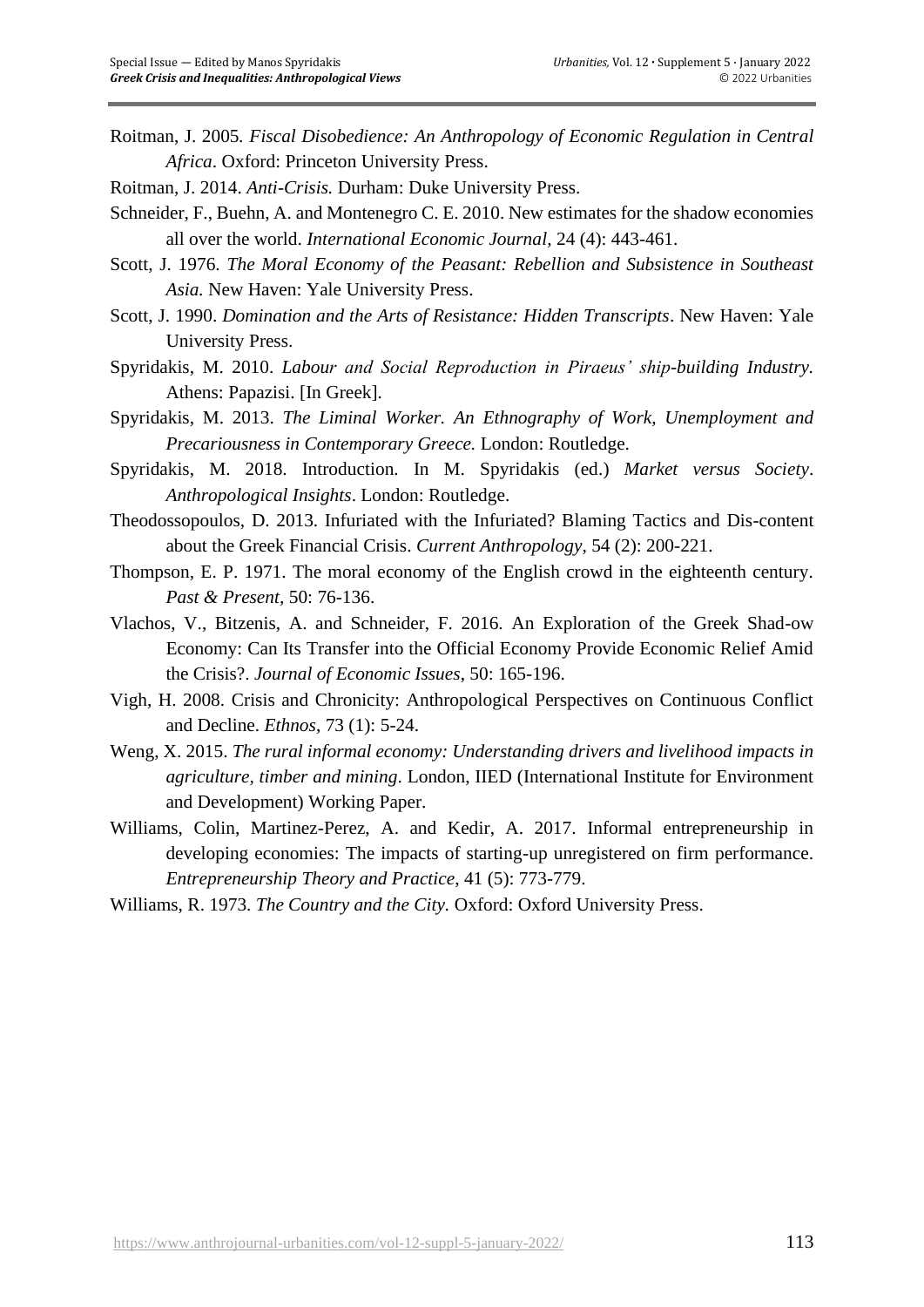Roitman, J. 2005. *Fiscal Disobedience: An Anthropology of Economic Regulation in Central Africa*. Oxford: Princeton University Press.

Roitman, J. 2014. *Anti-Crisis.* Durham: Duke University Press.

Schneider, F., Buehn, A. and Montenegro C. E. 2010. New estimates for the shadow economies all over the world. *International Economic Journal*, 24 (4): 443-461.

Scott, J. 1976. *The Moral Economy of the Peasant: Rebellion and Subsistence in Southeast Asia.* New Haven: Yale University Press.

Scott, J. 1990. *Domination and the Arts of Resistance: Hidden Transcripts*. New Haven: Yale University Press.

Spyridakis, M. 2010. *Labour and Social Reproduction in Piraeus' ship-building Industry.* Athens: Papazisi. [In Greek].

Spyridakis, M. 2013. *The Liminal Worker. An Ethnography of Work, Unemployment and Precariousness in Contemporary Greece.* London: Routledge.

Spyridakis, M. 2018. Introduction. In M. Spyridakis (ed.) *Market versus Society*. *Anthropological Insights*. London: Routledge.

Theodossopoulos, D. 2013. Infuriated with the Infuriated? Blaming Tactics and Dis-content about the Greek Financial Crisis. *Current Anthropology,* 54 (2): 200-221.

Thompson, E. P. 1971. The moral economy of the English crowd in the eighteenth century. *Past & Present,* 50: 76-136.

Vlachos, V., Bitzenis, A. and Schneider, F. 2016. An Exploration of the Greek Shad-ow Economy: Can Its Transfer into the Official Economy Provide Economic Relief Amid the Crisis?. *Journal of Economic Issues*, 50: 165-196.

Vigh, H. 2008. Crisis and Chronicity: Anthropological Perspectives on Continuous Conflict and Decline. *Ethnos*, 73 (1): 5-24.

Weng, X. 2015. *The rural informal economy: Understanding drivers and livelihood impacts in agriculture, timber and mining*. London, IIED (International Institute for Environment and Development) Working Paper.

Williams, Colin, Martinez-Perez, A. and Kedir, A. 2017. Informal entrepreneurship in developing economies: The impacts of starting-up unregistered on firm performance. *Entrepreneurship Theory and Practice*, 41 (5): 773-779.

Williams, R. 1973. *The Country and the City.* Oxford: Oxford University Press.